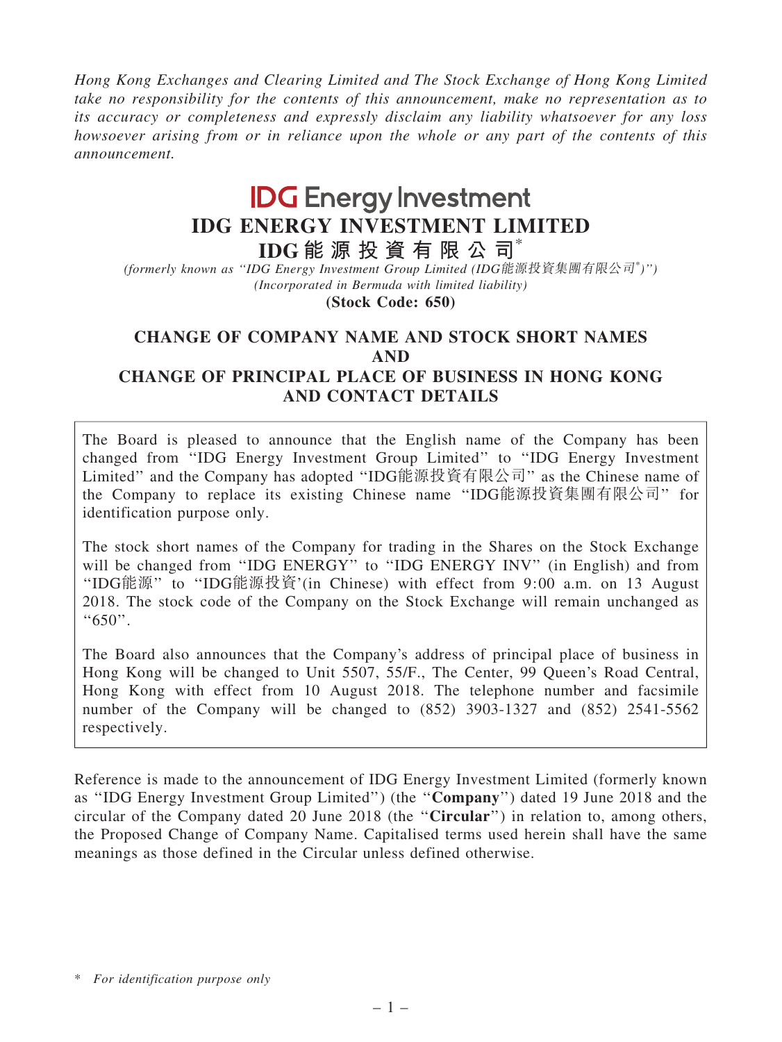*Hong Kong Exchanges and Clearing Limited and The Stock Exchange of Hong Kong Limited take no responsibility for the contents of this announcement, make no representation as to its accuracy or completeness and expressly disclaim any liability whatsoever for any loss howsoever arising from or in reliance upon the whole or any part of the contents of this announcement.*

**IDG Energy Investment**

# IDG ENERGY INVESTMENT LIMITED

# IDG能源投資有限公司*

*(formerly known as "IDG Energy Investment Group Limited (IDG能源投資集團有限公司*)")*
*(Incorporated in Bermuda with limited liability)*
**(Stock Code: 650)**

## CHANGE OF COMPANY NAME AND STOCK SHORT NAMES AND CHANGE OF PRINCIPAL PLACE OF BUSINESS IN HONG KONG AND CONTACT DETAILS

The Board is pleased to announce that the English name of the Company has been changed from "IDG Energy Investment Group Limited" to "IDG Energy Investment Limited" and the Company has adopted "IDG能源投資有限公司" as the Chinese name of the Company to replace its existing Chinese name "IDG能源投資集團有限公司" for identification purpose only.

The stock short names of the Company for trading in the Shares on the Stock Exchange will be changed from "IDG ENERGY" to "IDG ENERGY INV" (in English) and from "IDG能源" to "IDG能源投資'(in Chinese) with effect from 9:00 a.m. on 13 August 2018. The stock code of the Company on the Stock Exchange will remain unchanged as "650".

The Board also announces that the Company's address of principal place of business in Hong Kong will be changed to Unit 5507, 55/F., The Center, 99 Queen's Road Central, Hong Kong with effect from 10 August 2018. The telephone number and facsimile number of the Company will be changed to (852) 3903-1327 and (852) 2541-5562 respectively.

Reference is made to the announcement of IDG Energy Investment Limited (formerly known as "IDG Energy Investment Group Limited") (the "**Company**") dated 19 June 2018 and the circular of the Company dated 20 June 2018 (the "**Circular**") in relation to, among others, the Proposed Change of Company Name. Capitalised terms used herein shall have the same meanings as those defined in the Circular unless defined otherwise.

\* *For identification purpose only*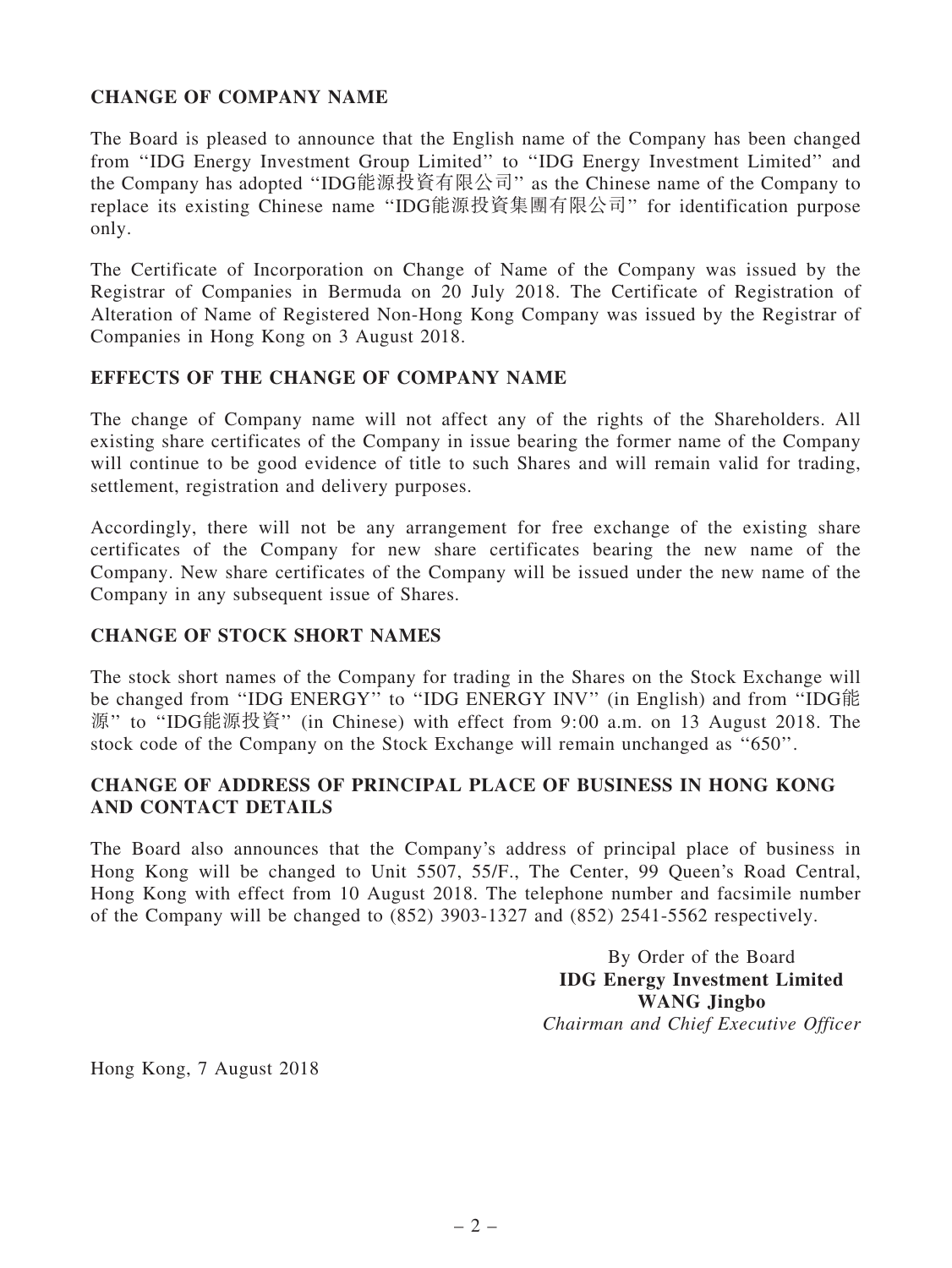## CHANGE OF COMPANY NAME

The Board is pleased to announce that the English name of the Company has been changed from ''IDG Energy Investment Group Limited'' to ''IDG Energy Investment Limited'' and the Company has adopted ''IDG能源投資有限公司'' as the Chinese name of the Company to replace its existing Chinese name ''IDG能源投資集團有限公司'' for identification purpose only.

The Certificate of Incorporation on Change of Name of the Company was issued by the Registrar of Companies in Bermuda on 20 July 2018. The Certificate of Registration of Alteration of Name of Registered Non-Hong Kong Company was issued by the Registrar of Companies in Hong Kong on 3 August 2018.

## EFFECTS OF THE CHANGE OF COMPANY NAME

The change of Company name will not affect any of the rights of the Shareholders. All existing share certificates of the Company in issue bearing the former name of the Company will continue to be good evidence of title to such Shares and will remain valid for trading, settlement, registration and delivery purposes.

Accordingly, there will not be any arrangement for free exchange of the existing share certificates of the Company for new share certificates bearing the new name of the Company. New share certificates of the Company will be issued under the new name of the Company in any subsequent issue of Shares.

## CHANGE OF STOCK SHORT NAMES

The stock short names of the Company for trading in the Shares on the Stock Exchange will be changed from ''IDG ENERGY'' to ''IDG ENERGY INV'' (in English) and from ''IDG能源'' to ''IDG能源投資'' (in Chinese) with effect from 9:00 a.m. on 13 August 2018. The stock code of the Company on the Stock Exchange will remain unchanged as ''650''.

## CHANGE OF ADDRESS OF PRINCIPAL PLACE OF BUSINESS IN HONG KONG AND CONTACT DETAILS

The Board also announces that the Company's address of principal place of business in Hong Kong will be changed to Unit 5507, 55/F., The Center, 99 Queen's Road Central, Hong Kong with effect from 10 August 2018. The telephone number and facsimile number of the Company will be changed to (852) 3903-1327 and (852) 2541-5562 respectively.

By Order of the Board
**IDG Energy Investment Limited**
**WANG Jingbo**
*Chairman and Chief Executive Officer*

Hong Kong, 7 August 2018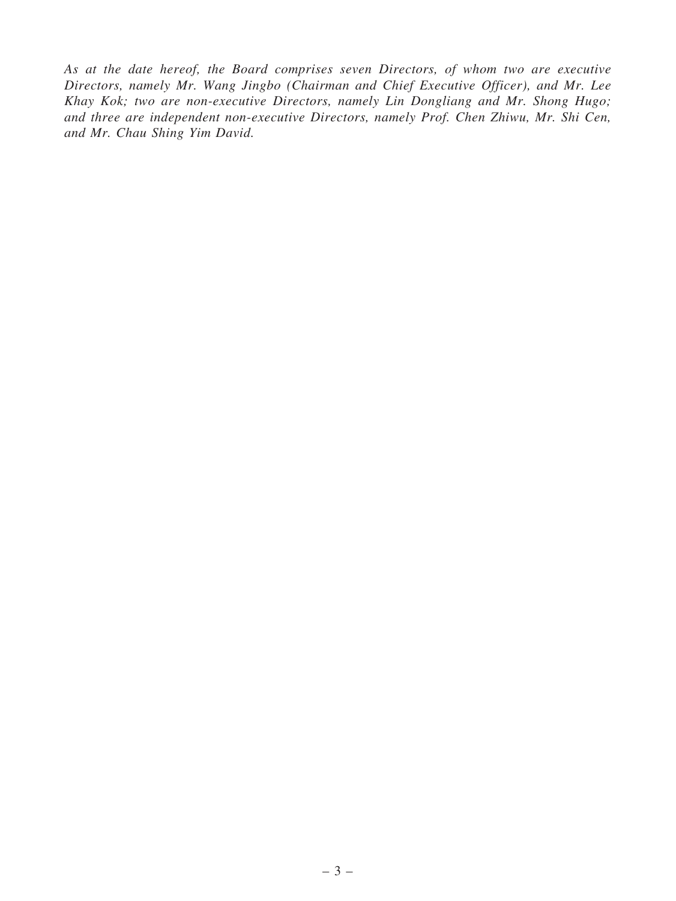*As at the date hereof, the Board comprises seven Directors, of whom two are executive Directors, namely Mr. Wang Jingbo (Chairman and Chief Executive Officer), and Mr. Lee Khay Kok; two are non-executive Directors, namely Lin Dongliang and Mr. Shong Hugo; and three are independent non-executive Directors, namely Prof. Chen Zhiwu, Mr. Shi Cen, and Mr. Chau Shing Yim David.*